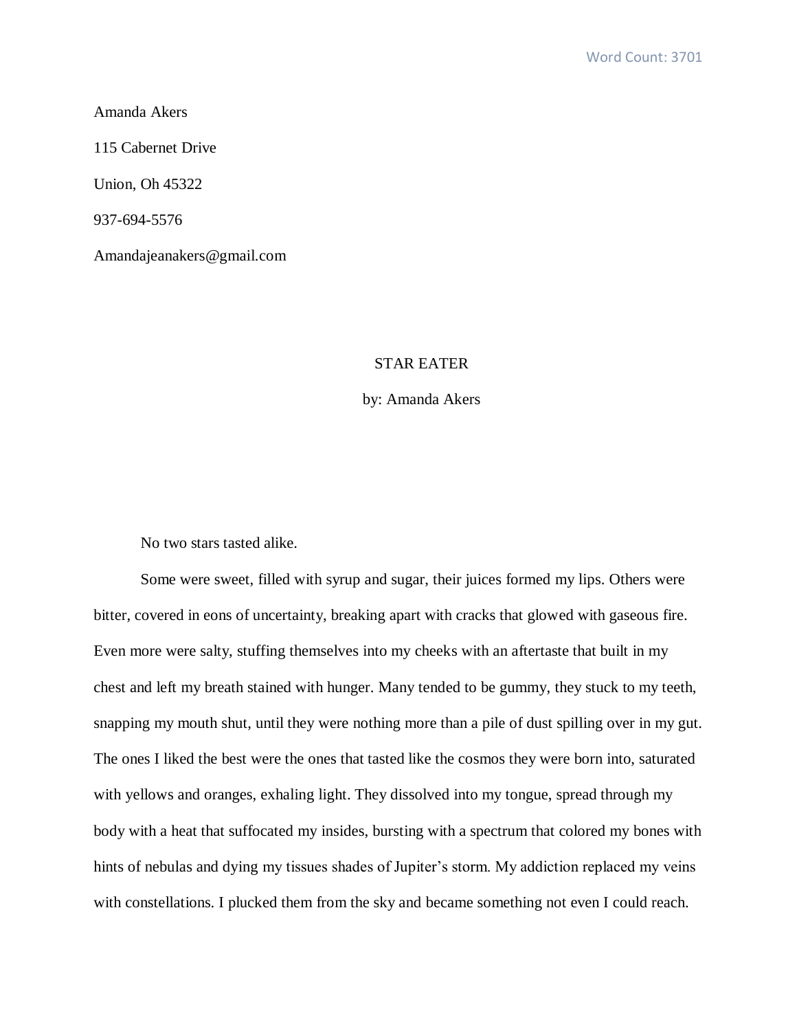Word Count: 3701

Amanda Akers

115 Cabernet Drive

Union, Oh 45322

937-694-5576

Amandajeanakers@gmail.com

# STAR EATER

by: Amanda Akers

No two stars tasted alike.

Some were sweet, filled with syrup and sugar, their juices formed my lips. Others were bitter, covered in eons of uncertainty, breaking apart with cracks that glowed with gaseous fire. Even more were salty, stuffing themselves into my cheeks with an aftertaste that built in my chest and left my breath stained with hunger. Many tended to be gummy, they stuck to my teeth, snapping my mouth shut, until they were nothing more than a pile of dust spilling over in my gut. The ones I liked the best were the ones that tasted like the cosmos they were born into, saturated with yellows and oranges, exhaling light. They dissolved into my tongue, spread through my body with a heat that suffocated my insides, bursting with a spectrum that colored my bones with hints of nebulas and dying my tissues shades of Jupiter's storm. My addiction replaced my veins with constellations. I plucked them from the sky and became something not even I could reach.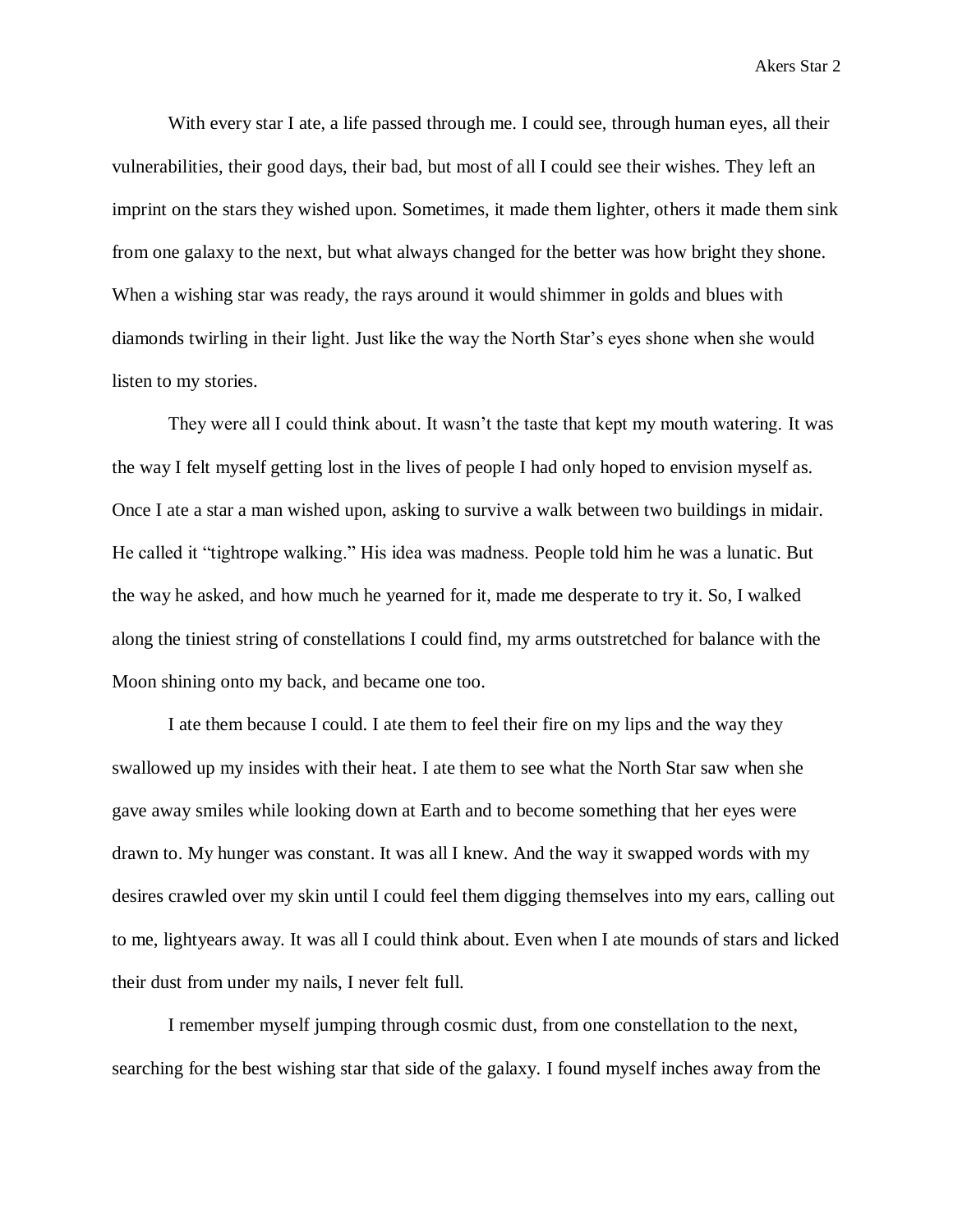With every star I ate, a life passed through me. I could see, through human eyes, all their vulnerabilities, their good days, their bad, but most of all I could see their wishes. They left an imprint on the stars they wished upon. Sometimes, it made them lighter, others it made them sink from one galaxy to the next, but what always changed for the better was how bright they shone. When a wishing star was ready, the rays around it would shimmer in golds and blues with diamonds twirling in their light. Just like the way the North Star's eyes shone when she would listen to my stories.

They were all I could think about. It wasn't the taste that kept my mouth watering. It was the way I felt myself getting lost in the lives of people I had only hoped to envision myself as. Once I ate a star a man wished upon, asking to survive a walk between two buildings in midair. He called it "tightrope walking." His idea was madness. People told him he was a lunatic. But the way he asked, and how much he yearned for it, made me desperate to try it. So, I walked along the tiniest string of constellations I could find, my arms outstretched for balance with the Moon shining onto my back, and became one too.

I ate them because I could. I ate them to feel their fire on my lips and the way they swallowed up my insides with their heat. I ate them to see what the North Star saw when she gave away smiles while looking down at Earth and to become something that her eyes were drawn to. My hunger was constant. It was all I knew. And the way it swapped words with my desires crawled over my skin until I could feel them digging themselves into my ears, calling out to me, lightyears away. It was all I could think about. Even when I ate mounds of stars and licked their dust from under my nails, I never felt full.

I remember myself jumping through cosmic dust, from one constellation to the next, searching for the best wishing star that side of the galaxy. I found myself inches away from the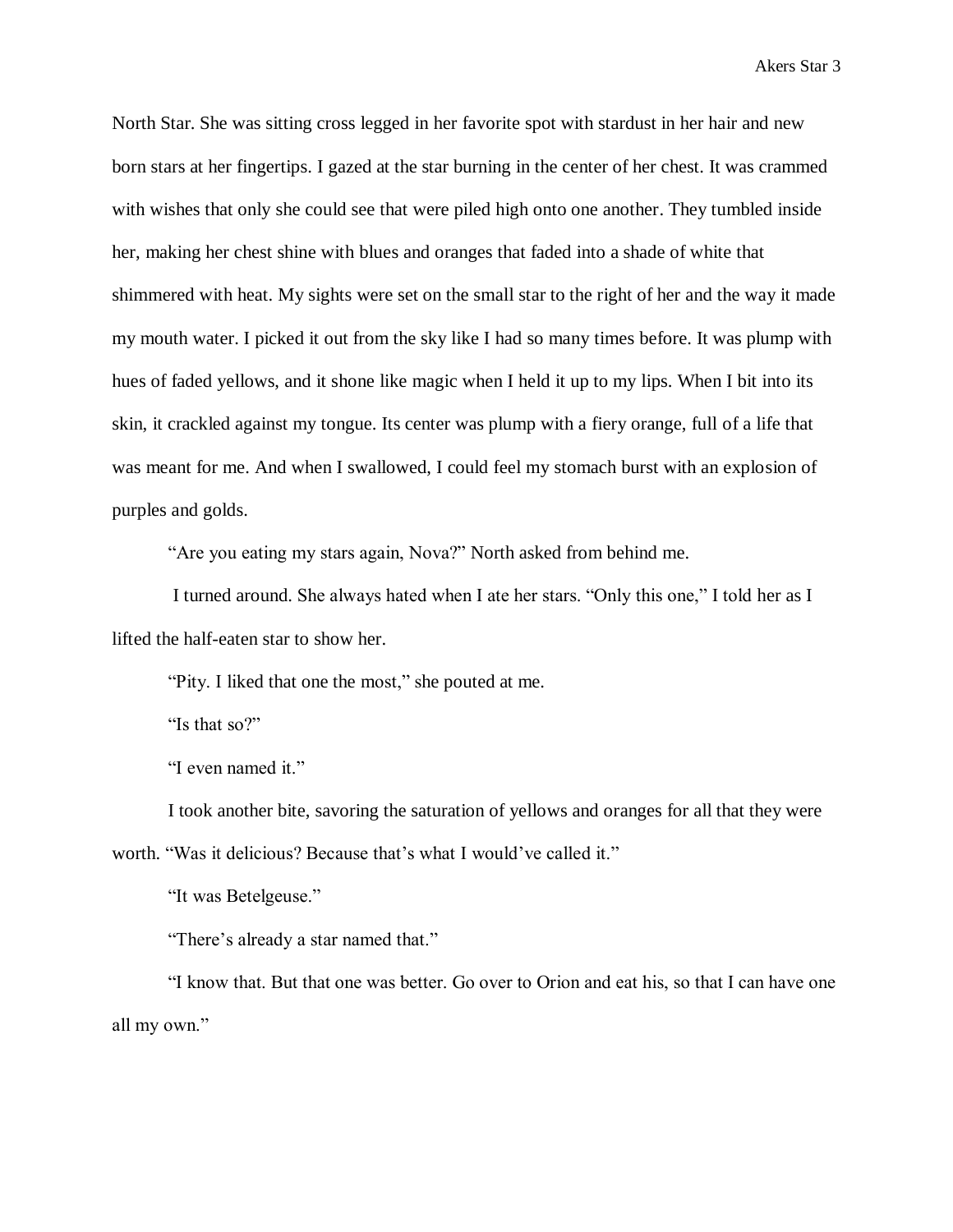North Star. She was sitting cross legged in her favorite spot with stardust in her hair and new born stars at her fingertips. I gazed at the star burning in the center of her chest. It was crammed with wishes that only she could see that were piled high onto one another. They tumbled inside her, making her chest shine with blues and oranges that faded into a shade of white that shimmered with heat. My sights were set on the small star to the right of her and the way it made my mouth water. I picked it out from the sky like I had so many times before. It was plump with hues of faded yellows, and it shone like magic when I held it up to my lips. When I bit into its skin, it crackled against my tongue. Its center was plump with a fiery orange, full of a life that was meant for me. And when I swallowed, I could feel my stomach burst with an explosion of purples and golds.

"Are you eating my stars again, Nova?" North asked from behind me.

I turned around. She always hated when I ate her stars. "Only this one," I told her as I lifted the half-eaten star to show her.

"Pity. I liked that one the most," she pouted at me.

"Is that so?"

"I even named it."

I took another bite, savoring the saturation of yellows and oranges for all that they were worth. "Was it delicious? Because that's what I would've called it."

"It was Betelgeuse."

"There's already a star named that."

"I know that. But that one was better. Go over to Orion and eat his, so that I can have one all my own."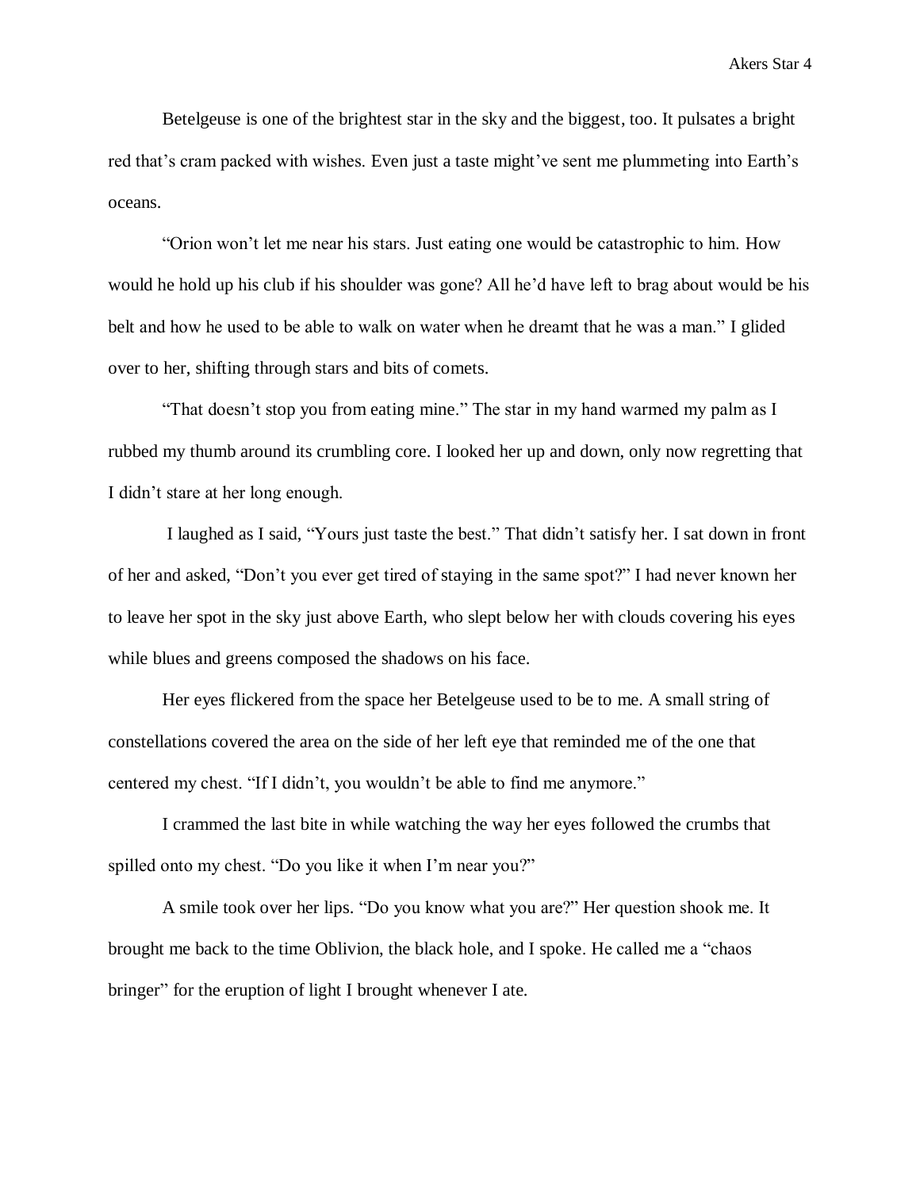Betelgeuse is one of the brightest star in the sky and the biggest, too. It pulsates a bright red that's cram packed with wishes. Even just a taste might've sent me plummeting into Earth's oceans.

"Orion won't let me near his stars. Just eating one would be catastrophic to him. How would he hold up his club if his shoulder was gone? All he'd have left to brag about would be his belt and how he used to be able to walk on water when he dreamt that he was a man." I glided over to her, shifting through stars and bits of comets.

"That doesn't stop you from eating mine." The star in my hand warmed my palm as I rubbed my thumb around its crumbling core. I looked her up and down, only now regretting that I didn't stare at her long enough.

I laughed as I said, "Yours just taste the best." That didn't satisfy her. I sat down in front of her and asked, "Don't you ever get tired of staying in the same spot?" I had never known her to leave her spot in the sky just above Earth, who slept below her with clouds covering his eyes while blues and greens composed the shadows on his face.

Her eyes flickered from the space her Betelgeuse used to be to me. A small string of constellations covered the area on the side of her left eye that reminded me of the one that centered my chest. "If I didn't, you wouldn't be able to find me anymore."

I crammed the last bite in while watching the way her eyes followed the crumbs that spilled onto my chest. "Do you like it when I'm near you?"

A smile took over her lips. "Do you know what you are?" Her question shook me. It brought me back to the time Oblivion, the black hole, and I spoke. He called me a "chaos bringer" for the eruption of light I brought whenever I ate.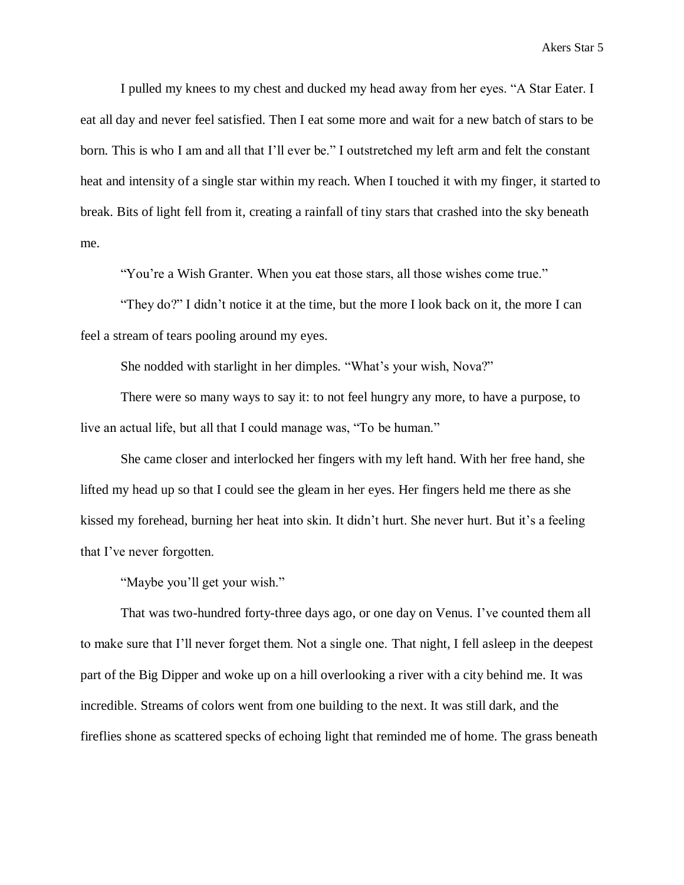I pulled my knees to my chest and ducked my head away from her eyes. "A Star Eater. I eat all day and never feel satisfied. Then I eat some more and wait for a new batch of stars to be born. This is who I am and all that I'll ever be." I outstretched my left arm and felt the constant heat and intensity of a single star within my reach. When I touched it with my finger, it started to break. Bits of light fell from it, creating a rainfall of tiny stars that crashed into the sky beneath me.

"You're a Wish Granter. When you eat those stars, all those wishes come true."

"They do?" I didn't notice it at the time, but the more I look back on it, the more I can feel a stream of tears pooling around my eyes.

She nodded with starlight in her dimples. "What's your wish, Nova?"

There were so many ways to say it: to not feel hungry any more, to have a purpose, to live an actual life, but all that I could manage was, "To be human."

She came closer and interlocked her fingers with my left hand. With her free hand, she lifted my head up so that I could see the gleam in her eyes. Her fingers held me there as she kissed my forehead, burning her heat into skin. It didn't hurt. She never hurt. But it's a feeling that I've never forgotten.

"Maybe you'll get your wish."

That was two-hundred forty-three days ago, or one day on Venus. I've counted them all to make sure that I'll never forget them. Not a single one. That night, I fell asleep in the deepest part of the Big Dipper and woke up on a hill overlooking a river with a city behind me. It was incredible. Streams of colors went from one building to the next. It was still dark, and the fireflies shone as scattered specks of echoing light that reminded me of home. The grass beneath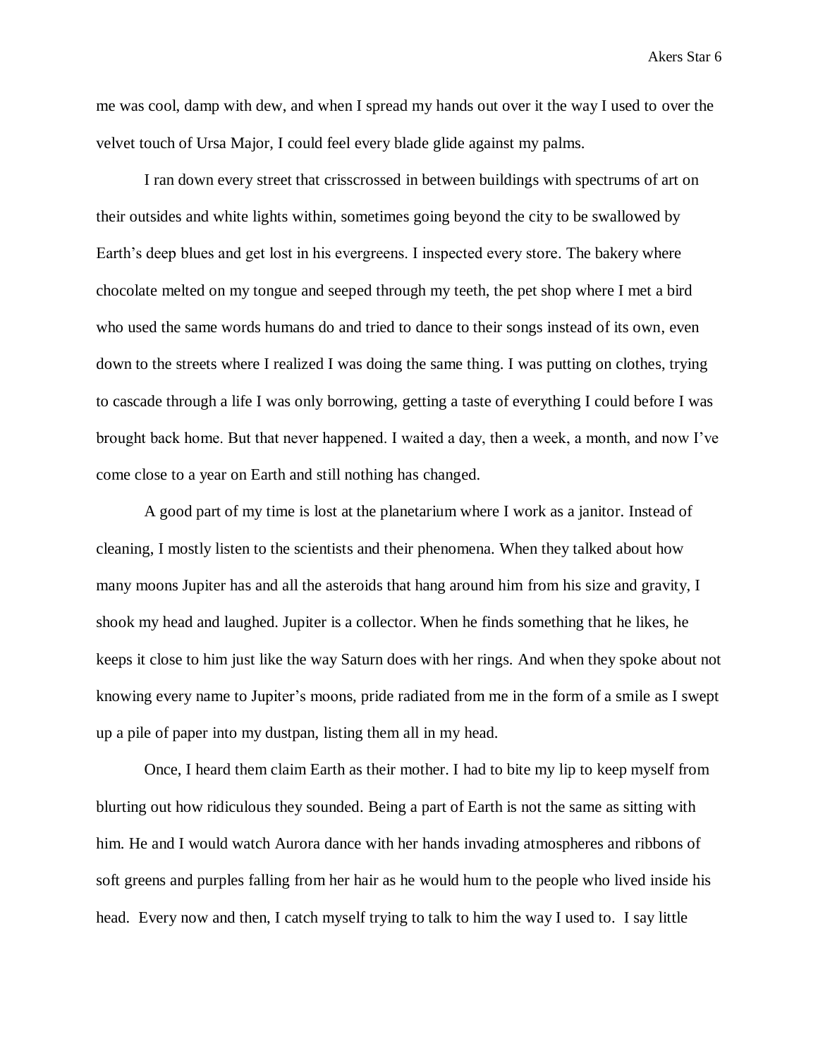me was cool, damp with dew, and when I spread my hands out over it the way I used to over the velvet touch of Ursa Major, I could feel every blade glide against my palms.

I ran down every street that crisscrossed in between buildings with spectrums of art on their outsides and white lights within, sometimes going beyond the city to be swallowed by Earth's deep blues and get lost in his evergreens. I inspected every store. The bakery where chocolate melted on my tongue and seeped through my teeth, the pet shop where I met a bird who used the same words humans do and tried to dance to their songs instead of its own, even down to the streets where I realized I was doing the same thing. I was putting on clothes, trying to cascade through a life I was only borrowing, getting a taste of everything I could before I was brought back home. But that never happened. I waited a day, then a week, a month, and now I've come close to a year on Earth and still nothing has changed.

A good part of my time is lost at the planetarium where I work as a janitor. Instead of cleaning, I mostly listen to the scientists and their phenomena. When they talked about how many moons Jupiter has and all the asteroids that hang around him from his size and gravity, I shook my head and laughed. Jupiter is a collector. When he finds something that he likes, he keeps it close to him just like the way Saturn does with her rings. And when they spoke about not knowing every name to Jupiter's moons, pride radiated from me in the form of a smile as I swept up a pile of paper into my dustpan, listing them all in my head.

Once, I heard them claim Earth as their mother. I had to bite my lip to keep myself from blurting out how ridiculous they sounded. Being a part of Earth is not the same as sitting with him. He and I would watch Aurora dance with her hands invading atmospheres and ribbons of soft greens and purples falling from her hair as he would hum to the people who lived inside his head. Every now and then, I catch myself trying to talk to him the way I used to. I say little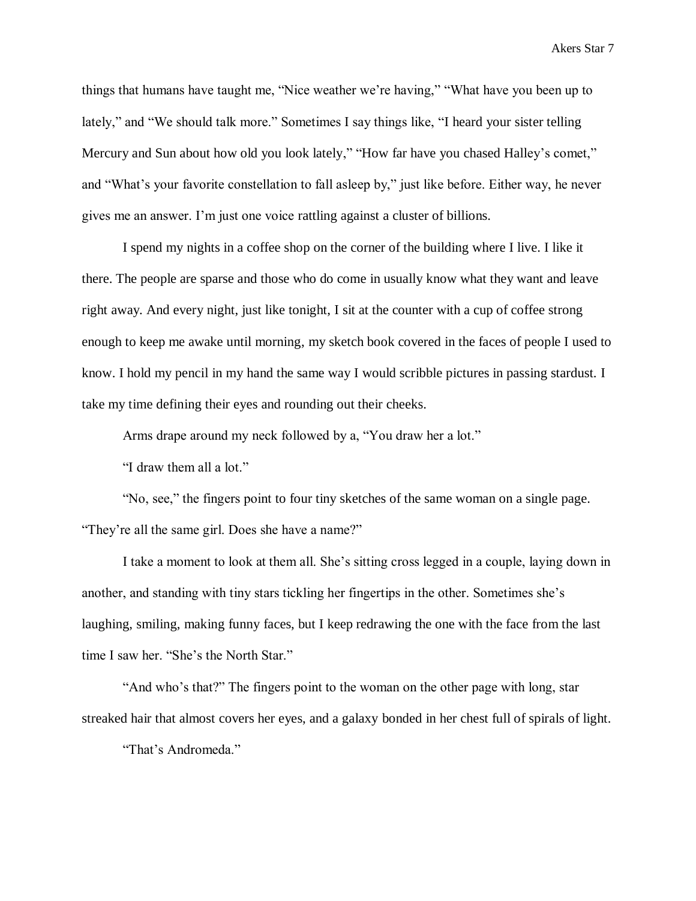things that humans have taught me, “Nice weather we’re having,” “What have you been up to lately,” and “We should talk more.” Sometimes I say things like, “I heard your sister telling Mercury and Sun about how old you look lately,” “How far have you chased Halley’s comet,” and “What’s your favorite constellation to fall asleep by,” just like before. Either way, he never gives me an answer. I’m just one voice rattling against a cluster of billions.

I spend my nights in a coffee shop on the corner of the building where I live. I like it there. The people are sparse and those who do come in usually know what they want and leave right away. And every night, just like tonight, I sit at the counter with a cup of coffee strong enough to keep me awake until morning, my sketch book covered in the faces of people I used to know. I hold my pencil in my hand the same way I would scribble pictures in passing stardust. I take my time defining their eyes and rounding out their cheeks.

Arms drape around my neck followed by a, “You draw her a lot.”

“I draw them all a lot.”

“No, see,” the fingers point to four tiny sketches of the same woman on a single page. “They’re all the same girl. Does she have a name?”

I take a moment to look at them all. She’s sitting cross legged in a couple, laying down in another, and standing with tiny stars tickling her fingertips in the other. Sometimes she’s laughing, smiling, making funny faces, but I keep redrawing the one with the face from the last time I saw her. “She’s the North Star.”

“And who’s that?” The fingers point to the woman on the other page with long, star streaked hair that almost covers her eyes, and a galaxy bonded in her chest full of spirals of light.

“That’s Andromeda.”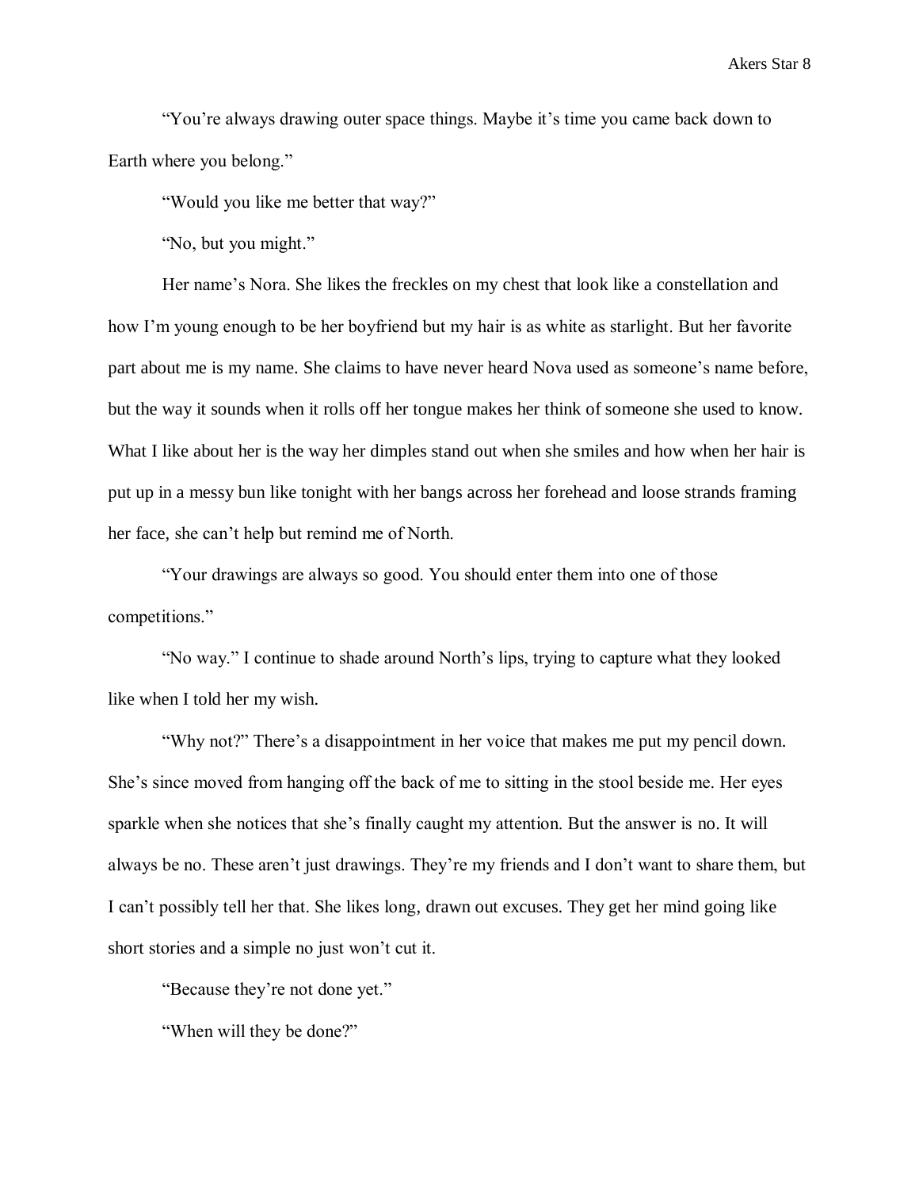"You're always drawing outer space things. Maybe it's time you came back down to Earth where you belong."

"Would you like me better that way?"

"No, but you might."

Her name's Nora. She likes the freckles on my chest that look like a constellation and how I'm young enough to be her boyfriend but my hair is as white as starlight. But her favorite part about me is my name. She claims to have never heard Nova used as someone's name before, but the way it sounds when it rolls off her tongue makes her think of someone she used to know. What I like about her is the way her dimples stand out when she smiles and how when her hair is put up in a messy bun like tonight with her bangs across her forehead and loose strands framing her face, she can't help but remind me of North.

"Your drawings are always so good. You should enter them into one of those competitions."

"No way." I continue to shade around North's lips, trying to capture what they looked like when I told her my wish.

"Why not?" There's a disappointment in her voice that makes me put my pencil down. She's since moved from hanging off the back of me to sitting in the stool beside me. Her eyes sparkle when she notices that she's finally caught my attention. But the answer is no. It will always be no. These aren't just drawings. They're my friends and I don't want to share them, but I can't possibly tell her that. She likes long, drawn out excuses. They get her mind going like short stories and a simple no just won't cut it.

"Because they're not done yet."

"When will they be done?"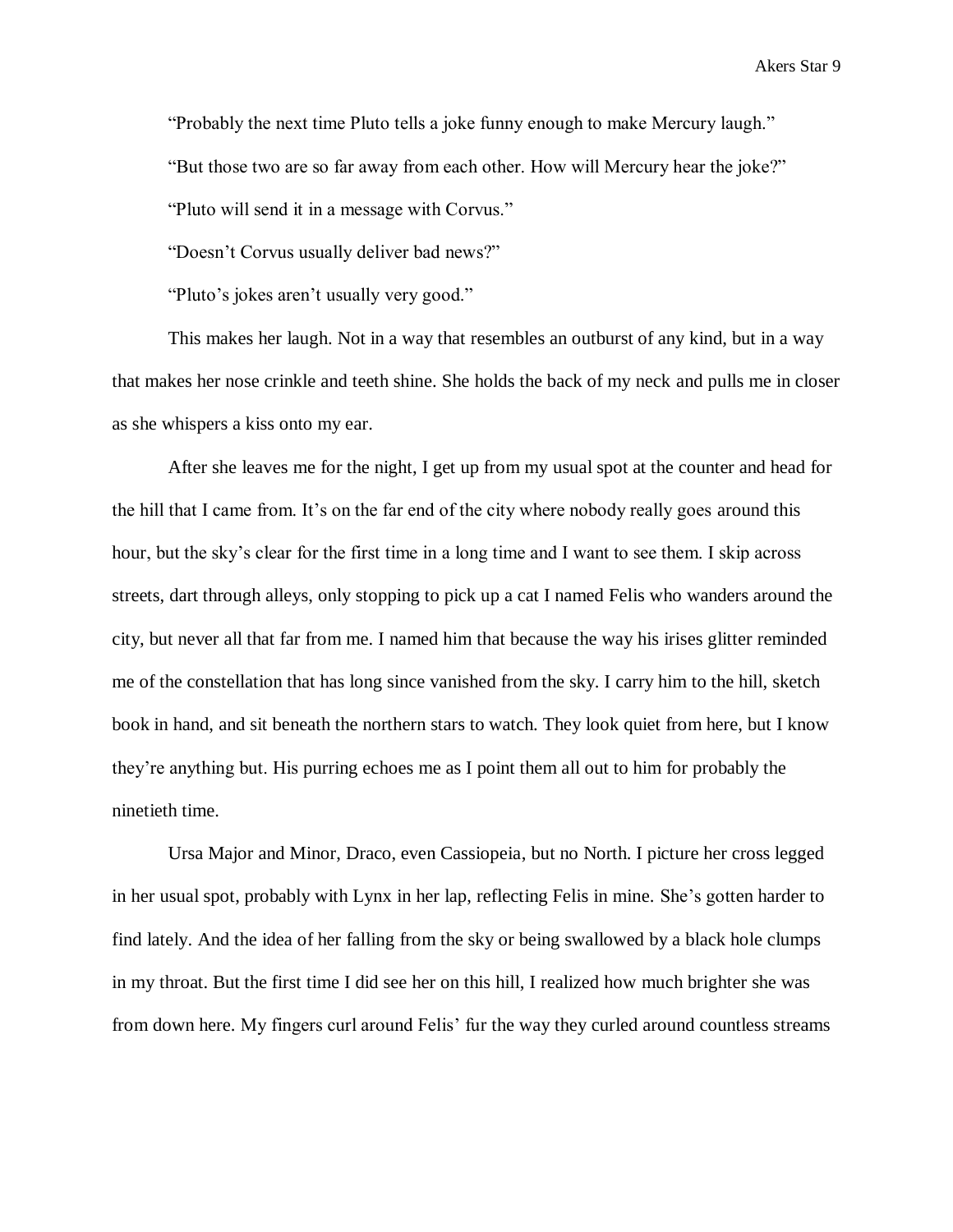"Probably the next time Pluto tells a joke funny enough to make Mercury laugh."

"But those two are so far away from each other. How will Mercury hear the joke?"

"Pluto will send it in a message with Corvus."

"Doesn't Corvus usually deliver bad news?"

"Pluto's jokes aren't usually very good."

This makes her laugh. Not in a way that resembles an outburst of any kind, but in a way that makes her nose crinkle and teeth shine. She holds the back of my neck and pulls me in closer as she whispers a kiss onto my ear.

After she leaves me for the night, I get up from my usual spot at the counter and head for the hill that I came from. It's on the far end of the city where nobody really goes around this hour, but the sky's clear for the first time in a long time and I want to see them. I skip across streets, dart through alleys, only stopping to pick up a cat I named Felis who wanders around the city, but never all that far from me. I named him that because the way his irises glitter reminded me of the constellation that has long since vanished from the sky. I carry him to the hill, sketch book in hand, and sit beneath the northern stars to watch. They look quiet from here, but I know they're anything but. His purring echoes me as I point them all out to him for probably the ninetieth time.

Ursa Major and Minor, Draco, even Cassiopeia, but no North. I picture her cross legged in her usual spot, probably with Lynx in her lap, reflecting Felis in mine. She's gotten harder to find lately. And the idea of her falling from the sky or being swallowed by a black hole clumps in my throat. But the first time I did see her on this hill, I realized how much brighter she was from down here. My fingers curl around Felis' fur the way they curled around countless streams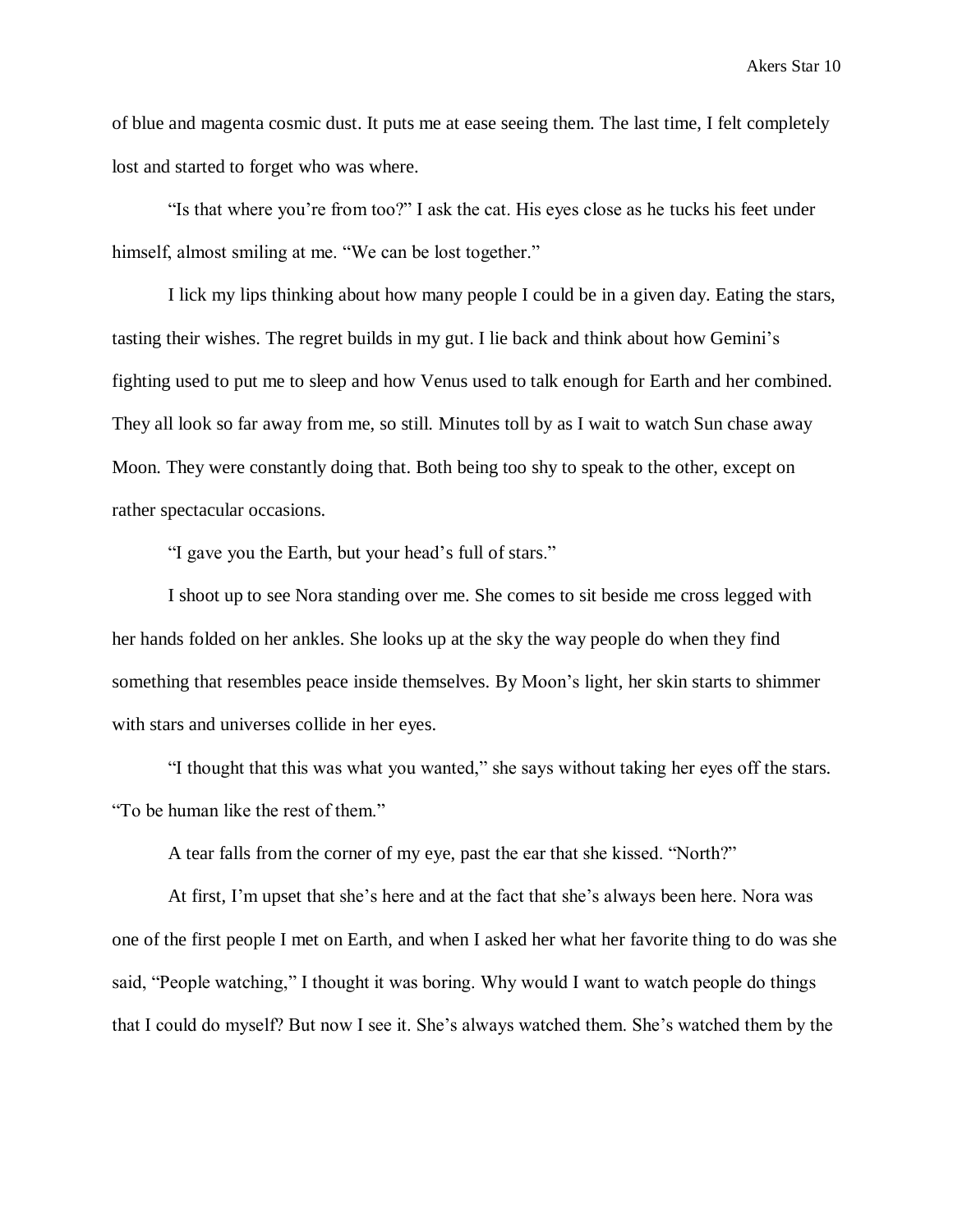of blue and magenta cosmic dust. It puts me at ease seeing them. The last time, I felt completely lost and started to forget who was where.

"Is that where you're from too?" I ask the cat. His eyes close as he tucks his feet under himself, almost smiling at me. "We can be lost together."

I lick my lips thinking about how many people I could be in a given day. Eating the stars, tasting their wishes. The regret builds in my gut. I lie back and think about how Gemini's fighting used to put me to sleep and how Venus used to talk enough for Earth and her combined. They all look so far away from me, so still. Minutes toll by as I wait to watch Sun chase away Moon. They were constantly doing that. Both being too shy to speak to the other, except on rather spectacular occasions.

"I gave you the Earth, but your head's full of stars."

I shoot up to see Nora standing over me. She comes to sit beside me cross legged with her hands folded on her ankles. She looks up at the sky the way people do when they find something that resembles peace inside themselves. By Moon's light, her skin starts to shimmer with stars and universes collide in her eyes.

"I thought that this was what you wanted," she says without taking her eyes off the stars. "To be human like the rest of them."

A tear falls from the corner of my eye, past the ear that she kissed. "North?"

At first, I'm upset that she's here and at the fact that she's always been here. Nora was one of the first people I met on Earth, and when I asked her what her favorite thing to do was she said, "People watching," I thought it was boring. Why would I want to watch people do things that I could do myself? But now I see it. She's always watched them. She's watched them by the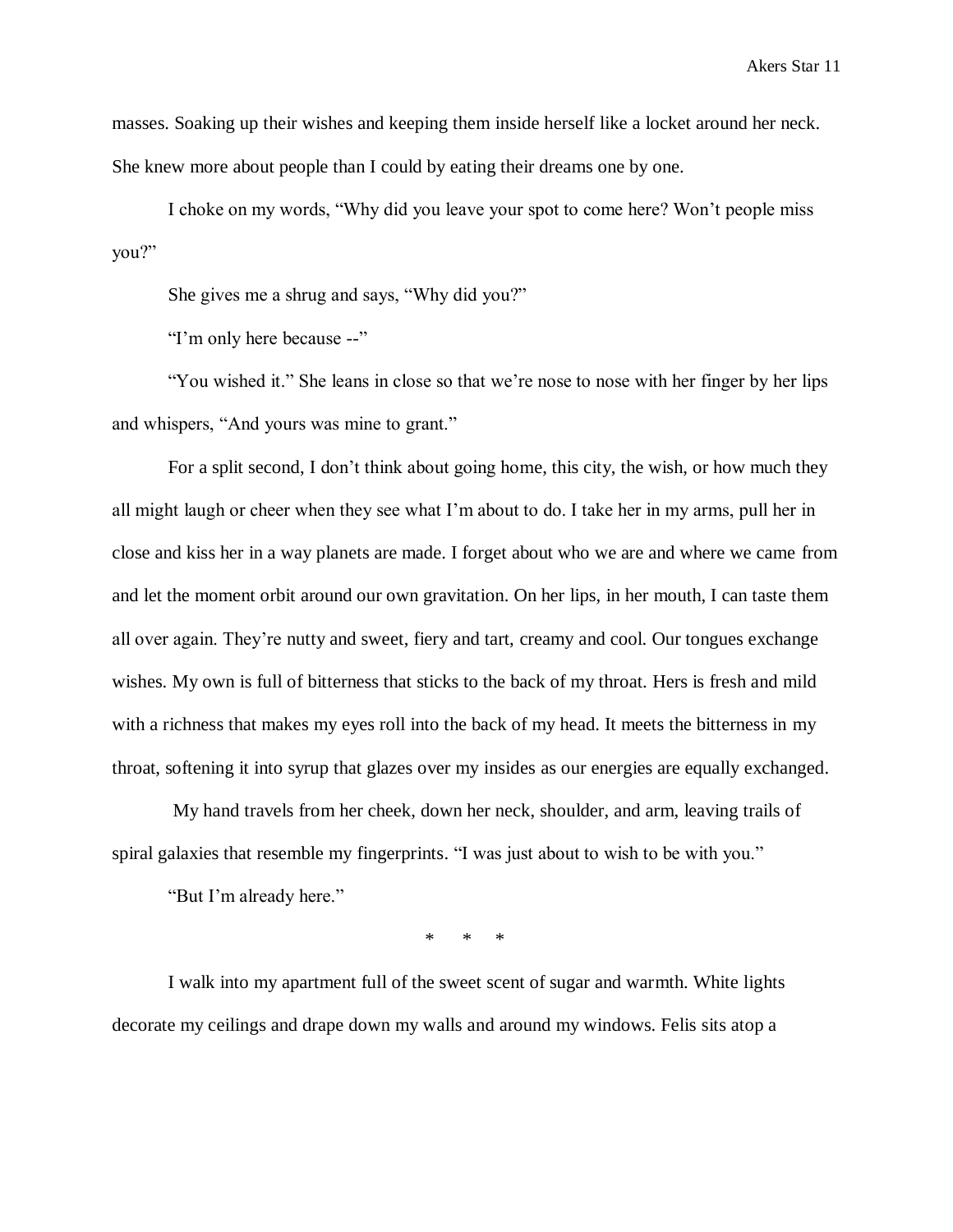masses. Soaking up their wishes and keeping them inside herself like a locket around her neck. She knew more about people than I could by eating their dreams one by one.

I choke on my words, "Why did you leave your spot to come here? Won't people miss you?"

She gives me a shrug and says, "Why did you?"

"I'm only here because --"

"You wished it." She leans in close so that we're nose to nose with her finger by her lips and whispers, "And yours was mine to grant."

For a split second, I don't think about going home, this city, the wish, or how much they all might laugh or cheer when they see what I'm about to do. I take her in my arms, pull her in close and kiss her in a way planets are made. I forget about who we are and where we came from and let the moment orbit around our own gravitation. On her lips, in her mouth, I can taste them all over again. They're nutty and sweet, fiery and tart, creamy and cool. Our tongues exchange wishes. My own is full of bitterness that sticks to the back of my throat. Hers is fresh and mild with a richness that makes my eyes roll into the back of my head. It meets the bitterness in my throat, softening it into syrup that glazes over my insides as our energies are equally exchanged.

My hand travels from her cheek, down her neck, shoulder, and arm, leaving trails of spiral galaxies that resemble my fingerprints. "I was just about to wish to be with you."

"But I'm already here."

\* \* \*

I walk into my apartment full of the sweet scent of sugar and warmth. White lights decorate my ceilings and drape down my walls and around my windows. Felis sits atop a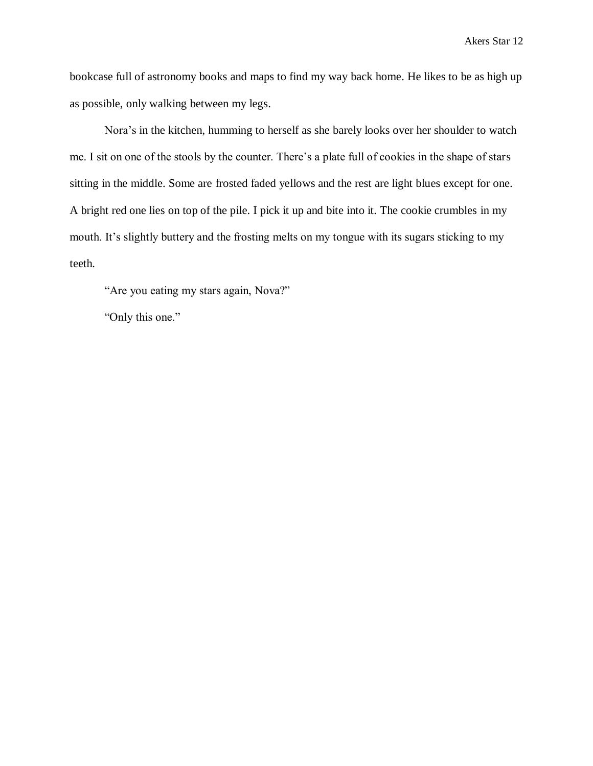bookcase full of astronomy books and maps to find my way back home. He likes to be as high up as possible, only walking between my legs.

Nora's in the kitchen, humming to herself as she barely looks over her shoulder to watch me. I sit on one of the stools by the counter. There's a plate full of cookies in the shape of stars sitting in the middle. Some are frosted faded yellows and the rest are light blues except for one. A bright red one lies on top of the pile. I pick it up and bite into it. The cookie crumbles in my mouth. It's slightly buttery and the frosting melts on my tongue with its sugars sticking to my teeth.

"Are you eating my stars again, Nova?"

"Only this one."